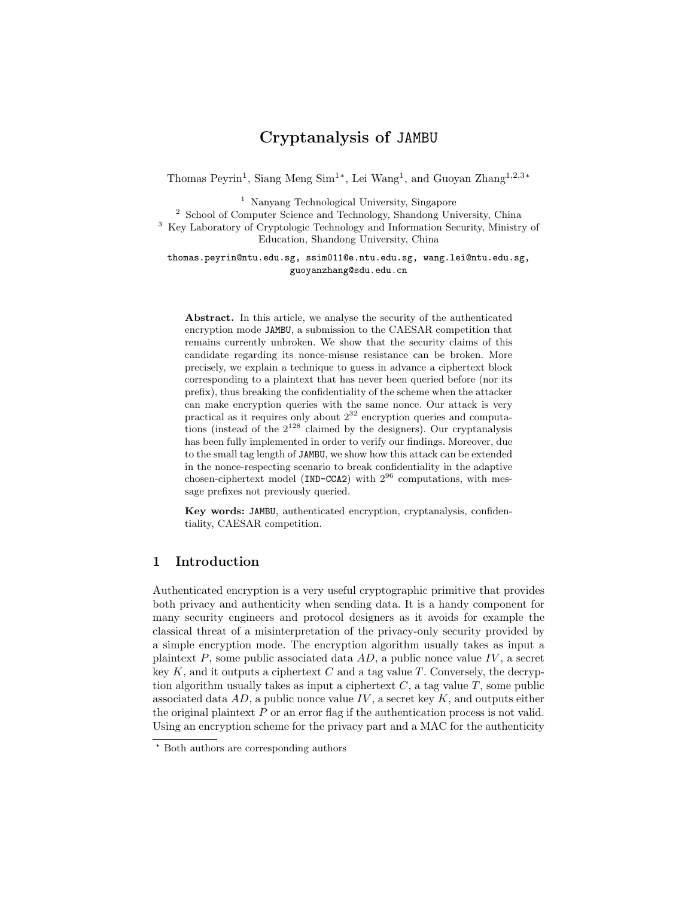# Cryptanalysis of JAMBU

Thomas Peyrin[1], Siang Meng Sim[1*], Lei Wang[1], and Guoyan Zhang[1,2,3*]

[1] Nanyang Technological University, Singapore
[2] School of Computer Science and Technology, Shandong University, China
[3] Key Laboratory of Cryptologic Technology and Information Security, Ministry of Education, Shandong University, China

thomas.peyrin@ntu.edu.sg, ssim011@e.ntu.edu.sg, wang.lei@ntu.edu.sg, guoyanzhang@sdu.edu.cn

**Abstract.** In this article, we analyse the security of the authenticated encryption mode JAMBU, a submission to the CAESAR competition that remains currently unbroken. We show that the security claims of this candidate regarding its nonce-misuse resistance can be broken. More precisely, we explain a technique to guess in advance a ciphertext block corresponding to a plaintext that has never been queried before (nor its prefix), thus breaking the confidentiality of the scheme when the attacker can make encryption queries with the same nonce. Our attack is very practical as it requires only about $2^{32}$ encryption queries and computations (instead of the $2^{128}$ claimed by the designers). Our cryptanalysis has been fully implemented in order to verify our findings. Moreover, due to the small tag length of JAMBU, we show how this attack can be extended in the nonce-respecting scenario to break confidentiality in the adaptive chosen-ciphertext model (IND-CCA2) with $2^{96}$ computations, with message prefixes not previously queried.

**Key words:** JAMBU, authenticated encryption, cryptanalysis, confidentiality, CAESAR competition.

## 1 Introduction

Authenticated encryption is a very useful cryptographic primitive that provides both privacy and authenticity when sending data. It is a handy component for many security engineers and protocol designers as it avoids for example the classical threat of a misinterpretation of the privacy-only security provided by a simple encryption mode. The encryption algorithm usually takes as input a plaintext $P$, some public associated data $AD$, a public nonce value $IV$, a secret key $K$, and it outputs a ciphertext $C$ and a tag value $T$. Conversely, the decryption algorithm usually takes as input a ciphertext $C$, a tag value $T$, some public associated data $AD$, a public nonce value $IV$, a secret key $K$, and outputs either the original plaintext $P$ or an error flag if the authentication process is not valid. Using an encryption scheme for the privacy part and a MAC for the authenticity

* Both authors are corresponding authors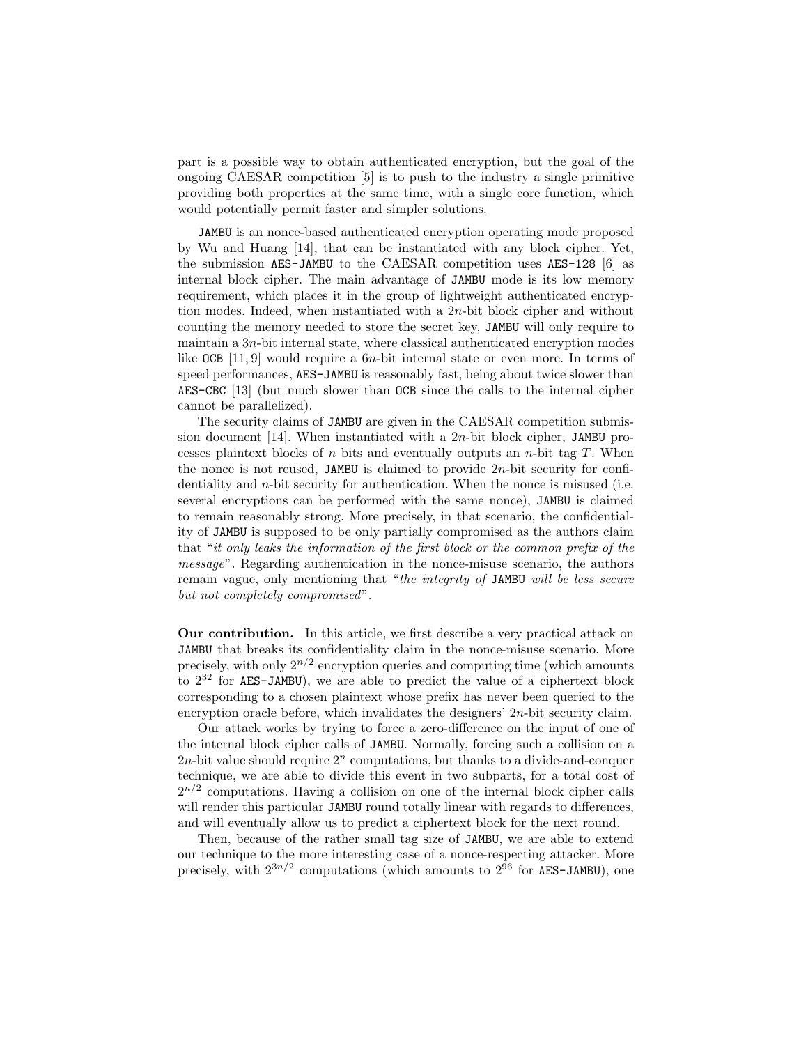part is a possible way to obtain authenticated encryption, but the goal of the ongoing CAESAR competition [5] is to push to the industry a single primitive providing both properties at the same time, with a single core function, which would potentially permit faster and simpler solutions.

JAMBU is an nonce-based authenticated encryption operating mode proposed by Wu and Huang [14], that can be instantiated with any block cipher. Yet, the submission AES-JAMBU to the CAESAR competition uses AES-128 [6] as internal block cipher. The main advantage of JAMBU mode is its low memory requirement, which places it in the group of lightweight authenticated encryption modes. Indeed, when instantiated with a $2n$-bit block cipher and without counting the memory needed to store the secret key, JAMBU will only require to maintain a $3n$-bit internal state, where classical authenticated encryption modes like OCB [11, 9] would require a $6n$-bit internal state or even more. In terms of speed performances, AES-JAMBU is reasonably fast, being about twice slower than AES-CBC [13] (but much slower than OCB since the calls to the internal cipher cannot be parallelized).

The security claims of JAMBU are given in the CAESAR competition submission document [14]. When instantiated with a $2n$-bit block cipher, JAMBU processes plaintext blocks of $n$ bits and eventually outputs an $n$-bit tag $T$. When the nonce is not reused, JAMBU is claimed to provide $2n$-bit security for confidentiality and $n$-bit security for authentication. When the nonce is misused (i.e. several encryptions can be performed with the same nonce), JAMBU is claimed to remain reasonably strong. More precisely, in that scenario, the confidentiality of JAMBU is supposed to be only partially compromised as the authors claim that "*it only leaks the information of the first block or the common prefix of the message*". Regarding authentication in the nonce-misuse scenario, the authors remain vague, only mentioning that "*the integrity of* JAMBU *will be less secure but not completely compromised*".

**Our contribution.** In this article, we first describe a very practical attack on JAMBU that breaks its confidentiality claim in the nonce-misuse scenario. More precisely, with only $2^{n/2}$ encryption queries and computing time (which amounts to $2^{32}$ for AES-JAMBU), we are able to predict the value of a ciphertext block corresponding to a chosen plaintext whose prefix has never been queried to the encryption oracle before, which invalidates the designers' $2n$-bit security claim.

Our attack works by trying to force a zero-difference on the input of one of the internal block cipher calls of JAMBU. Normally, forcing such a collision on a $2n$-bit value should require $2^n$ computations, but thanks to a divide-and-conquer technique, we are able to divide this event in two subparts, for a total cost of $2^{n/2}$ computations. Having a collision on one of the internal block cipher calls will render this particular JAMBU round totally linear with regards to differences, and will eventually allow us to predict a ciphertext block for the next round.

Then, because of the rather small tag size of JAMBU, we are able to extend our technique to the more interesting case of a nonce-respecting attacker. More precisely, with $2^{3n/2}$ computations (which amounts to $2^{96}$ for AES-JAMBU), one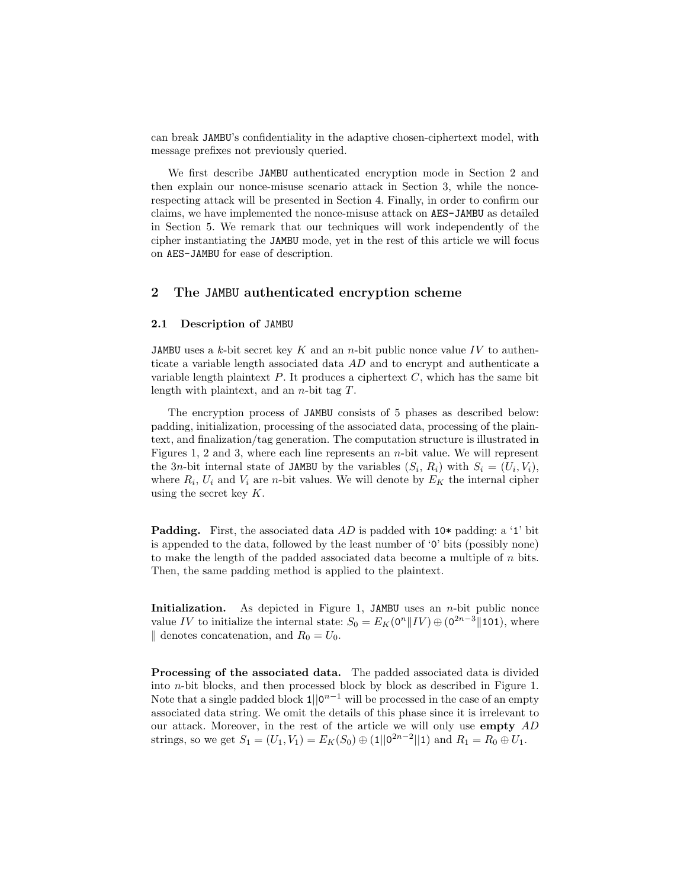can break JAMBU's confidentiality in the adaptive chosen-ciphertext model, with message prefixes not previously queried.

We first describe JAMBU authenticated encryption mode in Section 2 and then explain our nonce-misuse scenario attack in Section 3, while the nonce-respecting attack will be presented in Section 4. Finally, in order to confirm our claims, we have implemented the nonce-misuse attack on AES-JAMBU as detailed in Section 5. We remark that our techniques will work independently of the cipher instantiating the JAMBU mode, yet in the rest of this article we will focus on AES-JAMBU for ease of description.

## 2 The JAMBU authenticated encryption scheme

### 2.1 Description of JAMBU

JAMBU uses a $k$-bit secret key $K$ and an $n$-bit public nonce value $IV$ to authenticate a variable length associated data $AD$ and to encrypt and authenticate a variable length plaintext $P$. It produces a ciphertext $C$, which has the same bit length with plaintext, and an $n$-bit tag $T$.

The encryption process of JAMBU consists of 5 phases as described below: padding, initialization, processing of the associated data, processing of the plaintext, and finalization/tag generation. The computation structure is illustrated in Figures 1, 2 and 3, where each line represents an $n$-bit value. We will represent the $3n$-bit internal state of JAMBU by the variables ($S_i$, $R_i$) with $S_i = (U_i, V_i)$, where $R_i$, $U_i$ and $V_i$ are $n$-bit values. We will denote by $E_K$ the internal cipher using the secret key $K$.

**Padding.** First, the associated data $AD$ is padded with 10* padding: a '1' bit is appended to the data, followed by the least number of '0' bits (possibly none) to make the length of the padded associated data become a multiple of $n$ bits. Then, the same padding method is applied to the plaintext.

**Initialization.** As depicted in Figure 1, JAMBU uses an $n$-bit public nonce value $IV$ to initialize the internal state: $S_0 = E_K(0^n \| IV) \oplus (0^{2n-3} \| 101)$, where $\|$ denotes concatenation, and $R_0 = U_0$.

**Processing of the associated data.** The padded associated data is divided into $n$-bit blocks, and then processed block by block as described in Figure 1. Note that a single padded block $1||0^{n-1}$ will be processed in the case of an empty associated data string. We omit the details of this phase since it is irrelevant to our attack. Moreover, in the rest of the article we will only use **empty** $AD$ strings, so we get $S_1 = (U_1, V_1) = E_K(S_0) \oplus (1||0^{2n-2}||1)$ and $R_1 = R_0 \oplus U_1$.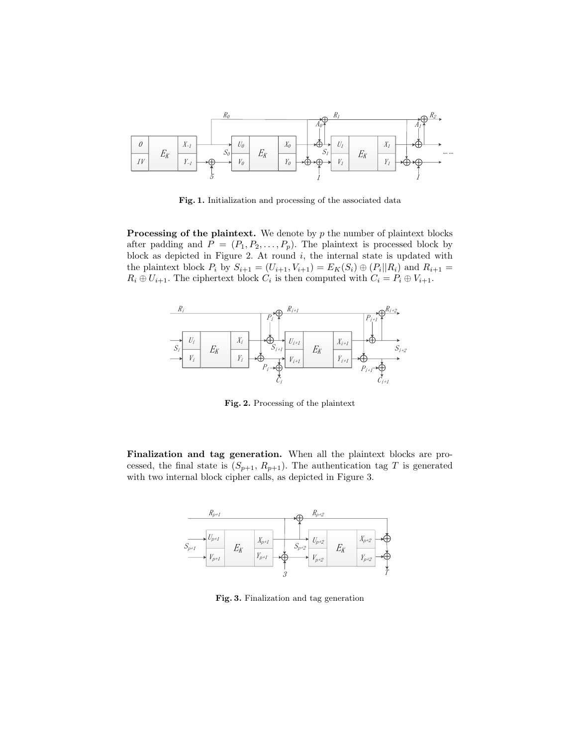Fig. 1. Initialization and processing of the associated data

**Processing of the plaintext.** We denote by $p$ the number of plaintext blocks after padding and $P = (P_1, P_2, \ldots, P_p)$. The plaintext is processed block by block as depicted in Figure 2. At round $i$, the internal state is updated with the plaintext block $P_i$ by $S_{i+1} = (U_{i+1}, V_{i+1}) = E_K(S_i) \oplus (P_i \| R_i)$ and $R_{i+1} = R_i \oplus U_{i+1}$. The ciphertext block $C_i$ is then computed with $C_i = P_i \oplus V_{i+1}$.

Fig. 2. Processing of the plaintext

**Finalization and tag generation.** When all the plaintext blocks are processed, the final state is $(S_{p+1}, R_{p+1})$. The authentication tag $T$ is generated with two internal block cipher calls, as depicted in Figure 3.

Fig. 3. Finalization and tag generation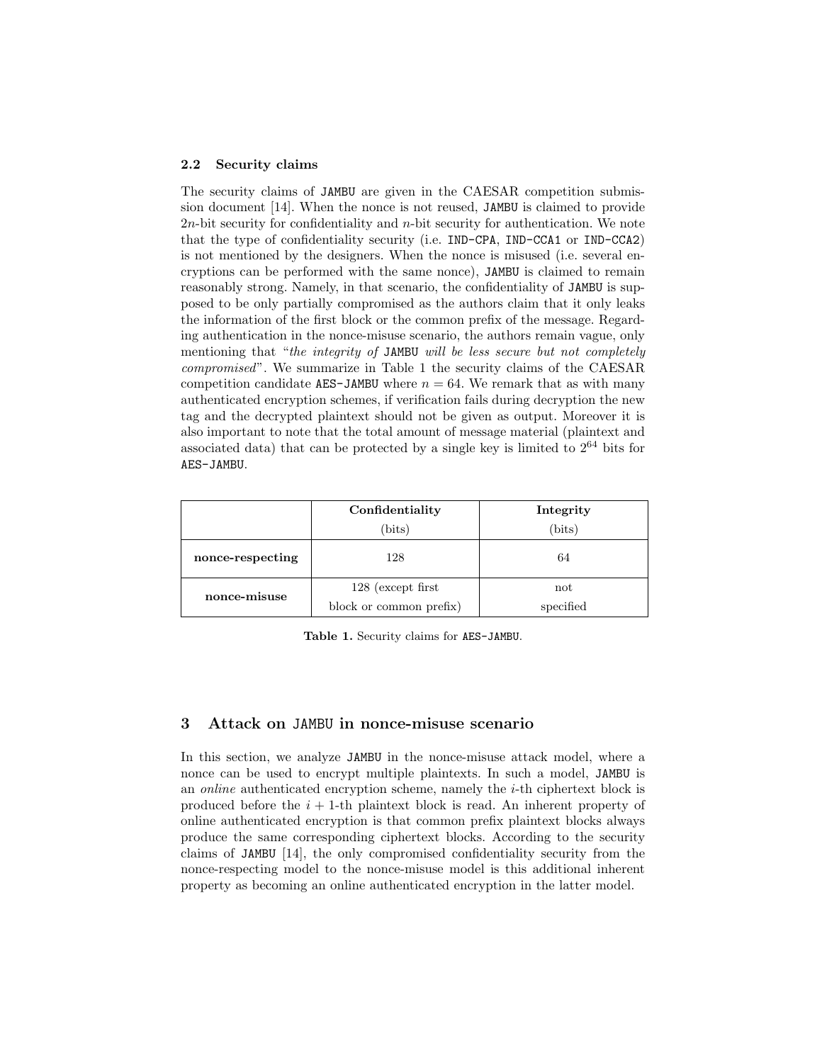### 2.2 Security claims

The security claims of JAMBU are given in the CAESAR competition submission document [14]. When the nonce is not reused, JAMBU is claimed to provide $2n$-bit security for confidentiality and $n$-bit security for authentication. We note that the type of confidentiality security (i.e. IND-CPA, IND-CCA1 or IND-CCA2) is not mentioned by the designers. When the nonce is misused (i.e. several encryptions can be performed with the same nonce), JAMBU is claimed to remain reasonably strong. Namely, in that scenario, the confidentiality of JAMBU is supposed to be only partially compromised as the authors claim that it only leaks the information of the first block or the common prefix of the message. Regarding authentication in the nonce-misuse scenario, the authors remain vague, only mentioning that "*the integrity of* JAMBU *will be less secure but not completely compromised*". We summarize in Table 1 the security claims of the CAESAR competition candidate AES-JAMBU where $n = 64$. We remark that as with many authenticated encryption schemes, if verification fails during decryption the new tag and the decrypted plaintext should not be given as output. Moreover it is also important to note that the total amount of message material (plaintext and associated data) that can be protected by a single key is limited to $2^{64}$ bits for AES-JAMBU.

| | **Confidentiality** (bits) | **Integrity** (bits) |
|---|---|---|
| **nonce-respecting** | 128 | 64 |
| **nonce-misuse** | 128 (except first block or common prefix) | not specified |

**Table 1.** Security claims for AES-JAMBU.

## 3 Attack on JAMBU in nonce-misuse scenario

In this section, we analyze JAMBU in the nonce-misuse attack model, where a nonce can be used to encrypt multiple plaintexts. In such a model, JAMBU is an *online* authenticated encryption scheme, namely the $i$-th ciphertext block is produced before the $i+1$-th plaintext block is read. An inherent property of online authenticated encryption is that common prefix plaintext blocks always produce the same corresponding ciphertext blocks. According to the security claims of JAMBU [14], the only compromised confidentiality security from the nonce-respecting model to the nonce-misuse model is this additional inherent property as becoming an online authenticated encryption in the latter model.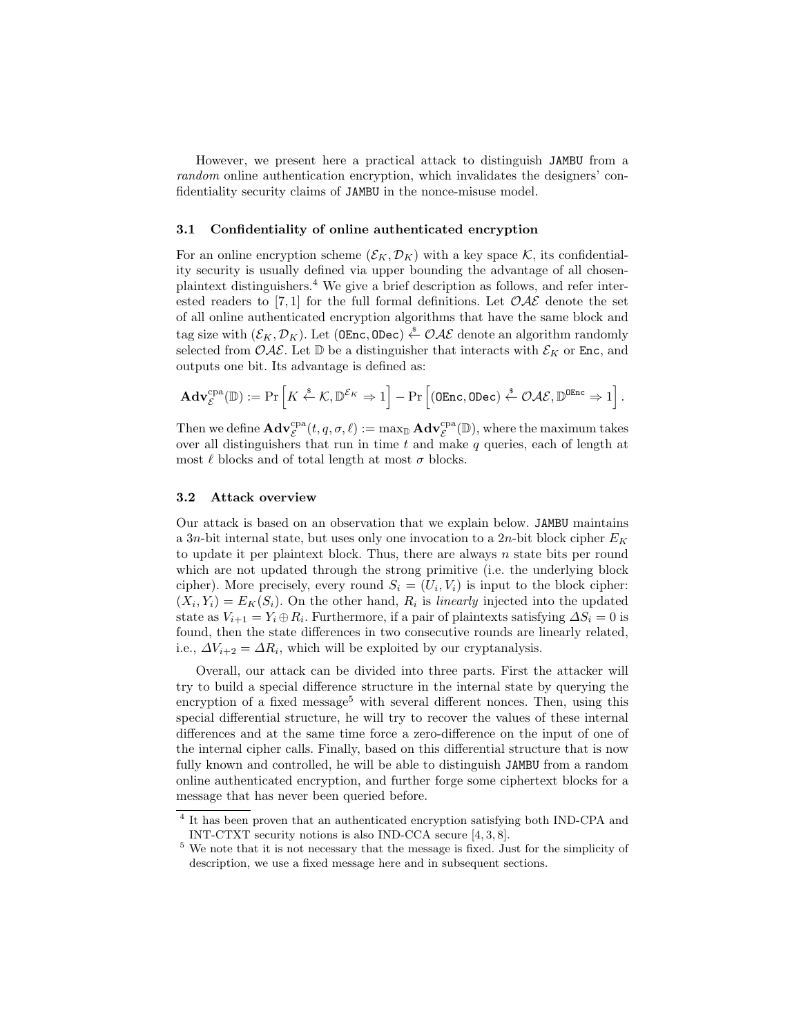However, we present here a practical attack to distinguish JAMBU from a *random* online authentication encryption, which invalidates the designers' confidentiality security claims of JAMBU in the nonce-misuse model.

### 3.1 Confidentiality of online authenticated encryption

For an online encryption scheme $(\mathcal{E}_K, \mathcal{D}_K)$ with a key space $\mathcal{K}$, its confidentiality security is usually defined via upper bounding the advantage of all chosen-plaintext distinguishers.[4] We give a brief description as follows, and refer interested readers to [7, 1] for the full formal definitions. Let $\mathcal{OAE}$ denote the set of all online authenticated encryption algorithms that have the same block and tag size with $(\mathcal{E}_K, \mathcal{D}_K)$. Let $(\texttt{OEnc}, \texttt{ODec}) \xleftarrow{\$} \mathcal{OAE}$ denote an algorithm randomly selected from $\mathcal{OAE}$. Let $\mathbb{D}$ be a distinguisher that interacts with $\mathcal{E}_K$ or $\texttt{Enc}$, and outputs one bit. Its advantage is defined as:

$$\mathbf{Adv}^{\mathrm{cpa}}_{\mathcal{E}}(\mathbb{D}) := \Pr\left[K \xleftarrow{\$} \mathcal{K}, \mathbb{D}^{\mathcal{E}_K} \Rightarrow 1\right] - \Pr\left[(\texttt{OEnc}, \texttt{ODec}) \xleftarrow{\$} \mathcal{OAE}, \mathbb{D}^{\texttt{OEnc}} \Rightarrow 1\right].$$

Then we define $\mathbf{Adv}^{\mathrm{cpa}}_{\mathcal{E}}(t, q, \sigma, \ell) := \max_{\mathbb{D}} \mathbf{Adv}^{\mathrm{cpa}}_{\mathcal{E}}(\mathbb{D})$, where the maximum takes over all distinguishers that run in time $t$ and make $q$ queries, each of length at most $\ell$ blocks and of total length at most $\sigma$ blocks.

### 3.2 Attack overview

Our attack is based on an observation that we explain below. JAMBU maintains a $3n$-bit internal state, but uses only one invocation to a $2n$-bit block cipher $E_K$ to update it per plaintext block. Thus, there are always $n$ state bits per round which are not updated through the strong primitive (i.e. the underlying block cipher). More precisely, every round $S_i = (U_i, V_i)$ is input to the block cipher: $(X_i, Y_i) = E_K(S_i)$. On the other hand, $R_i$ is *linearly* injected into the updated state as $V_{i+1} = Y_i \oplus R_i$. Furthermore, if a pair of plaintexts satisfying $\Delta S_i = 0$ is found, then the state differences in two consecutive rounds are linearly related, i.e., $\Delta V_{i+2} = \Delta R_i$, which will be exploited by our cryptanalysis.

Overall, our attack can be divided into three parts. First the attacker will try to build a special difference structure in the internal state by querying the encryption of a fixed message[5] with several different nonces. Then, using this special differential structure, he will try to recover the values of these internal differences and at the same time force a zero-difference on the input of one of the internal cipher calls. Finally, based on this differential structure that is now fully known and controlled, he will be able to distinguish JAMBU from a random online authenticated encryption, and further forge some ciphertext blocks for a message that has never been queried before.

[4] It has been proven that an authenticated encryption satisfying both IND-CPA and INT-CTXT security notions is also IND-CCA secure [4, 3, 8].

[5] We note that it is not necessary that the message is fixed. Just for the simplicity of description, we use a fixed message here and in subsequent sections.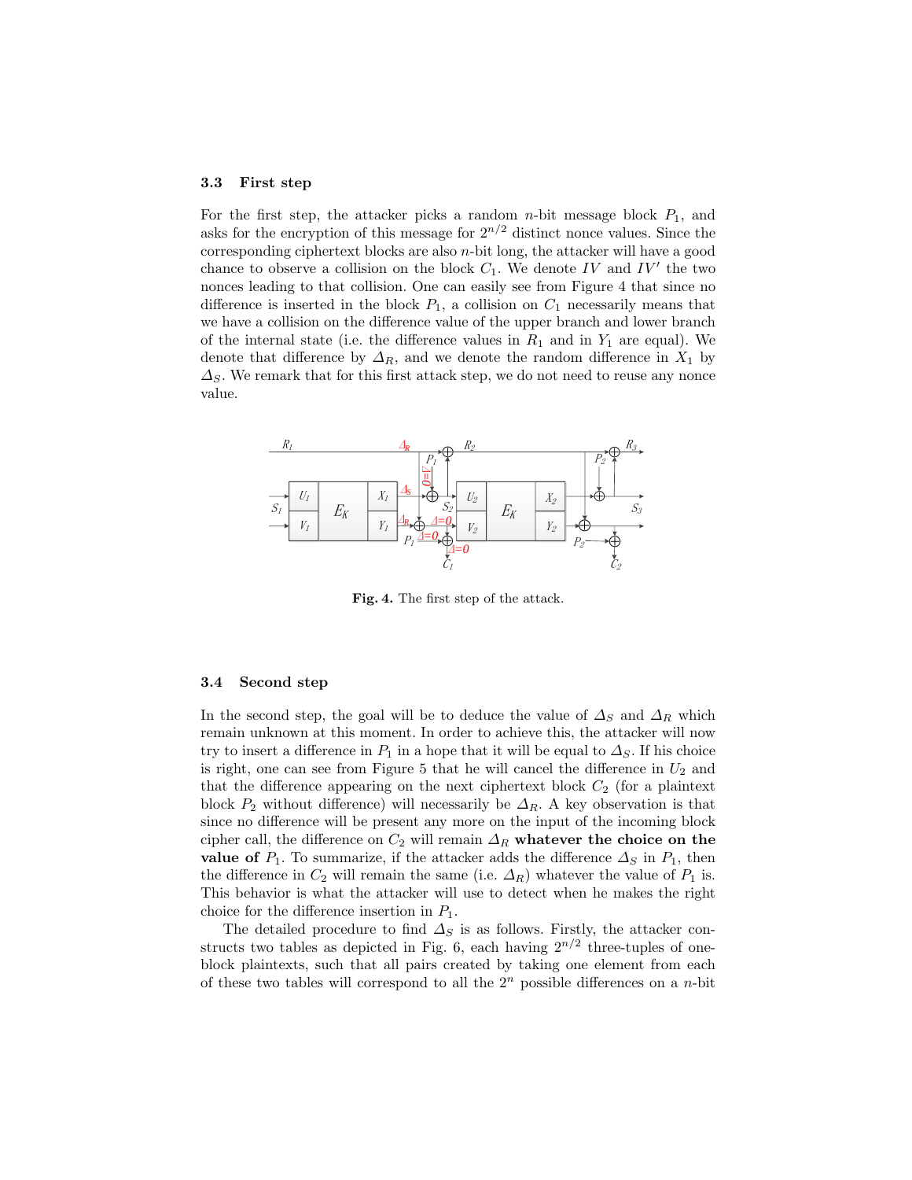### 3.3 First step

For the first step, the attacker picks a random $n$-bit message block $P_1$, and asks for the encryption of this message for $2^{n/2}$ distinct nonce values. Since the corresponding ciphertext blocks are also $n$-bit long, the attacker will have a good chance to observe a collision on the block $C_1$. We denote $IV$ and $IV'$ the two nonces leading to that collision. One can easily see from Figure 4 that since no difference is inserted in the block $P_1$, a collision on $C_1$ necessarily means that we have a collision on the difference value of the upper branch and lower branch of the internal state (i.e. the difference values in $R_1$ and in $Y_1$ are equal). We denote that difference by $\Delta_R$, and we denote the random difference in $X_1$ by $\Delta_S$. We remark that for this first attack step, we do not need to reuse any nonce value.

**Fig. 4.** The first step of the attack.

### 3.4 Second step

In the second step, the goal will be to deduce the value of $\Delta_S$ and $\Delta_R$ which remain unknown at this moment. In order to achieve this, the attacker will now try to insert a difference in $P_1$ in a hope that it will be equal to $\Delta_S$. If his choice is right, one can see from Figure 5 that he will cancel the difference in $U_2$ and that the difference appearing on the next ciphertext block $C_2$ (for a plaintext block $P_2$ without difference) will necessarily be $\Delta_R$. A key observation is that since no difference will be present any more on the input of the incoming block cipher call, the difference on $C_2$ will remain $\Delta_R$ **whatever the choice on the value of** $P_1$. To summarize, if the attacker adds the difference $\Delta_S$ in $P_1$, then the difference in $C_2$ will remain the same (i.e. $\Delta_R$) whatever the value of $P_1$ is. This behavior is what the attacker will use to detect when he makes the right choice for the difference insertion in $P_1$.

The detailed procedure to find $\Delta_S$ is as follows. Firstly, the attacker constructs two tables as depicted in Fig. 6, each having $2^{n/2}$ three-tuples of one-block plaintexts, such that all pairs created by taking one element from each of these two tables will correspond to all the $2^n$ possible differences on a $n$-bit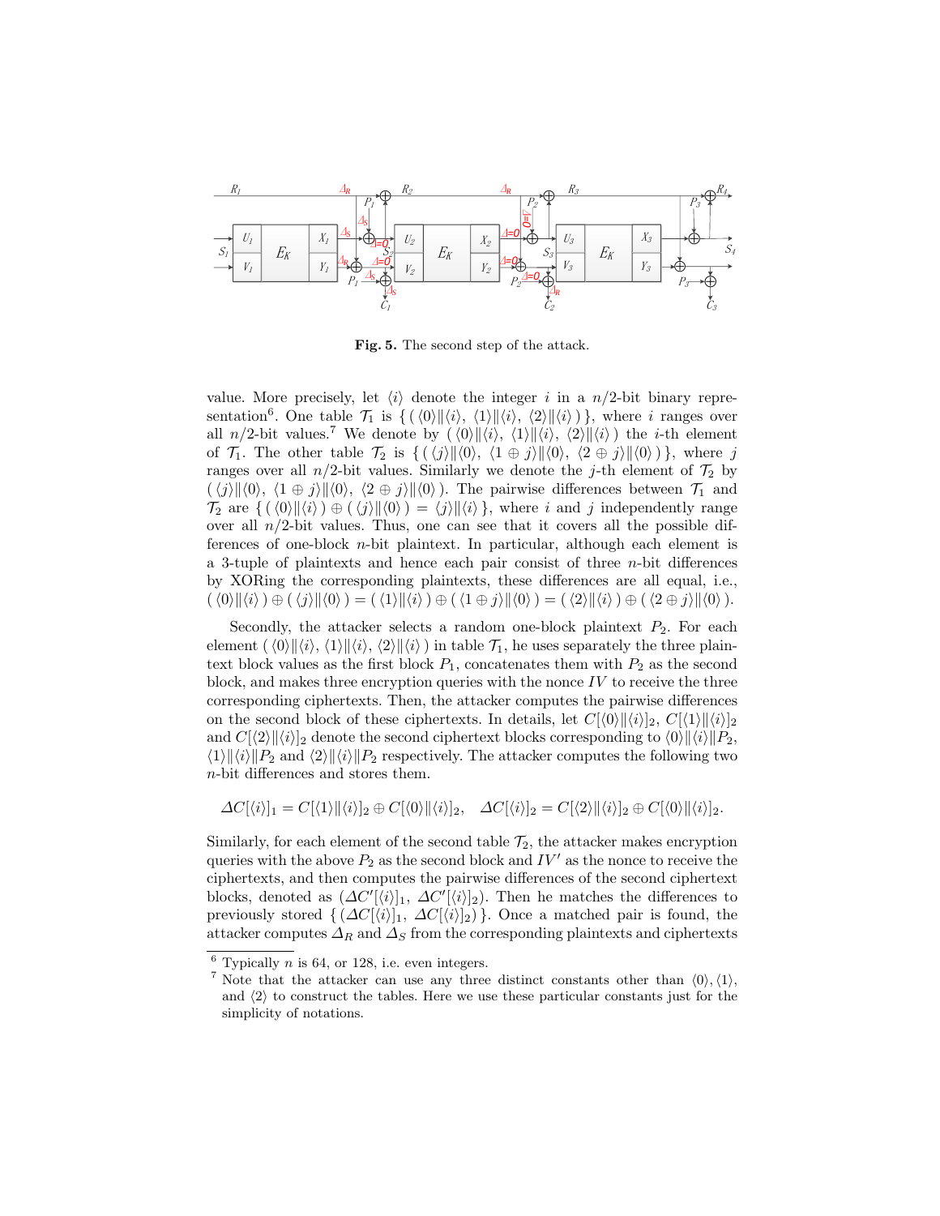**Fig. 5.** The second step of the attack.

value. More precisely, let $\langle i \rangle$ denote the integer $i$ in a $n/2$-bit binary representation[6]. One table $\mathcal{T}_1$ is $\{ ( \langle 0 \rangle \| \langle i \rangle,\ \langle 1 \rangle \| \langle i \rangle,\ \langle 2 \rangle \| \langle i \rangle ) \}$, where $i$ ranges over all $n/2$-bit values.[7] We denote by $( \langle 0 \rangle \| \langle i \rangle,\ \langle 1 \rangle \| \langle i \rangle,\ \langle 2 \rangle \| \langle i \rangle )$ the $i$-th element of $\mathcal{T}_1$. The other table $\mathcal{T}_2$ is $\{ ( \langle j \rangle \| \langle 0 \rangle,\ \langle 1 \oplus j \rangle \| \langle 0 \rangle,\ \langle 2 \oplus j \rangle \| \langle 0 \rangle ) \}$, where $j$ ranges over all $n/2$-bit values. Similarly we denote the $j$-th element of $\mathcal{T}_2$ by $( \langle j \rangle \| \langle 0 \rangle,\ \langle 1 \oplus j \rangle \| \langle 0 \rangle,\ \langle 2 \oplus j \rangle \| \langle 0 \rangle )$. The pairwise differences between $\mathcal{T}_1$ and $\mathcal{T}_2$ are $\{ ( \langle 0 \rangle \| \langle i \rangle ) \oplus ( \langle j \rangle \| \langle 0 \rangle ) = \langle j \rangle \| \langle i \rangle \}$, where $i$ and $j$ independently range over all $n/2$-bit values. Thus, one can see that it covers all the possible differences of one-block $n$-bit plaintext. In particular, although each element is a 3-tuple of plaintexts and hence each pair consist of three $n$-bit differences by XORing the corresponding plaintexts, these differences are all equal, i.e., $( \langle 0 \rangle \| \langle i \rangle ) \oplus ( \langle j \rangle \| \langle 0 \rangle ) = ( \langle 1 \rangle \| \langle i \rangle ) \oplus ( \langle 1 \oplus j \rangle \| \langle 0 \rangle ) = ( \langle 2 \rangle \| \langle i \rangle ) \oplus ( \langle 2 \oplus j \rangle \| \langle 0 \rangle )$.

Secondly, the attacker selects a random one-block plaintext $P_2$. For each element $( \langle 0 \rangle \| \langle i \rangle,\ \langle 1 \rangle \| \langle i \rangle,\ \langle 2 \rangle \| \langle i \rangle )$ in table $\mathcal{T}_1$, he uses separately the three plaintext block values as the first block $P_1$, concatenates them with $P_2$ as the second block, and makes three encryption queries with the nonce $IV$ to receive the three corresponding ciphertexts. Then, the attacker computes the pairwise differences on the second block of these ciphertexts. In details, let $C[\langle 0 \rangle \| \langle i \rangle]_2$, $C[\langle 1 \rangle \| \langle i \rangle]_2$ and $C[\langle 2 \rangle \| \langle i \rangle]_2$ denote the second ciphertext blocks corresponding to $\langle 0 \rangle \| \langle i \rangle \| P_2$, $\langle 1 \rangle \| \langle i \rangle \| P_2$ and $\langle 2 \rangle \| \langle i \rangle \| P_2$ respectively. The attacker computes the following two $n$-bit differences and stores them.

$$\Delta C[\langle i \rangle]_1 = C[\langle 1 \rangle \| \langle i \rangle]_2 \oplus C[\langle 0 \rangle \| \langle i \rangle]_2, \quad \Delta C[\langle i \rangle]_2 = C[\langle 2 \rangle \| \langle i \rangle]_2 \oplus C[\langle 0 \rangle \| \langle i \rangle]_2.$$

Similarly, for each element of the second table $\mathcal{T}_2$, the attacker makes encryption queries with the above $P_2$ as the second block and $IV'$ as the nonce to receive the ciphertexts, and then computes the pairwise differences of the second ciphertext blocks, denoted as $(\Delta C'[\langle i \rangle]_1,\ \Delta C'[\langle i \rangle]_2)$. Then he matches the differences to previously stored $\{ (\Delta C[\langle i \rangle]_1,\ \Delta C[\langle i \rangle]_2) \}$. Once a matched pair is found, the attacker computes $\Delta_R$ and $\Delta_S$ from the corresponding plaintexts and ciphertexts

[6] Typically $n$ is 64, or 128, i.e. even integers.

[7] Note that the attacker can use any three distinct constants other than $\langle 0 \rangle, \langle 1 \rangle$, and $\langle 2 \rangle$ to construct the tables. Here we use these particular constants just for the simplicity of notations.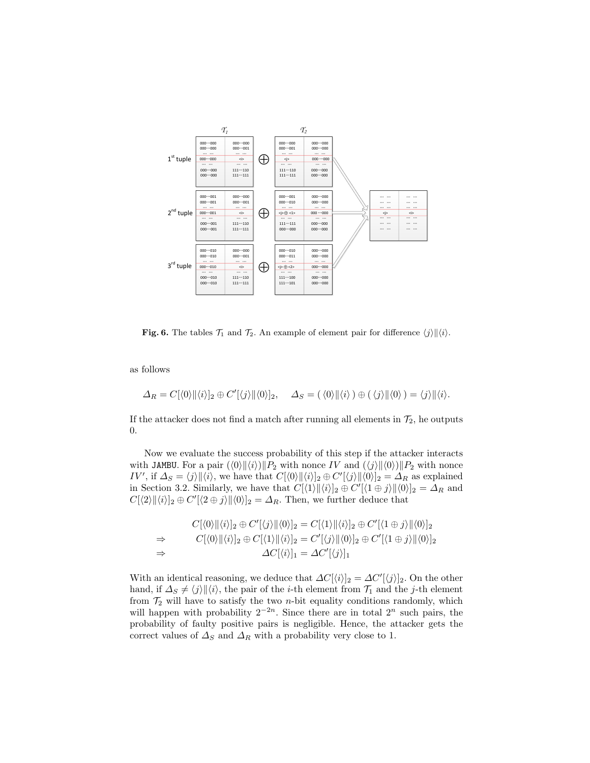**Fig. 6.** The tables $\mathcal{T}_1$ and $\mathcal{T}_2$. An example of element pair for difference $\langle j \rangle \| \langle i \rangle$.

as follows

$$\varDelta_R = C[\langle 0 \rangle \| \langle i \rangle]_2 \oplus C'[\langle j \rangle \| \langle 0 \rangle]_2, \quad \varDelta_S = (\, \langle 0 \rangle \| \langle i \rangle \,) \oplus (\, \langle j \rangle \| \langle 0 \rangle \,) = \langle j \rangle \| \langle i \rangle.$$

If the attacker does not find a match after running all elements in $\mathcal{T}_2$, he outputs 0.

Now we evaluate the success probability of this step if the attacker interacts with JAMBU. For a pair $(\langle 0 \rangle \| \langle i \rangle) \| P_2$ with nonce $IV$ and $(\langle j \rangle \| \langle 0 \rangle) \| P_2$ with nonce $IV'$, if $\varDelta_S = \langle j \rangle \| \langle i \rangle$, we have that $C[\langle 0 \rangle \| \langle i \rangle]_2 \oplus C'[\langle j \rangle \| \langle 0 \rangle]_2 = \varDelta_R$ as explained in Section 3.2. Similarly, we have that $C[\langle 1 \rangle \| \langle i \rangle]_2 \oplus C'[\langle 1 \oplus j \rangle \| \langle 0 \rangle]_2 = \varDelta_R$ and $C[\langle 2 \rangle \| \langle i \rangle]_2 \oplus C'[\langle 2 \oplus j \rangle \| \langle 0 \rangle]_2 = \varDelta_R$. Then, we further deduce that

$$\begin{aligned}
& C[\langle 0 \rangle \| \langle i \rangle]_2 \oplus C'[\langle j \rangle \| \langle 0 \rangle]_2 = C[\langle 1 \rangle \| \langle i \rangle]_2 \oplus C'[\langle 1 \oplus j \rangle \| \langle 0 \rangle]_2 \\
\Rightarrow \quad & C[\langle 0 \rangle \| \langle i \rangle]_2 \oplus C[\langle 1 \rangle \| \langle i \rangle]_2 = C'[\langle j \rangle \| \langle 0 \rangle]_2 \oplus C'[\langle 1 \oplus j \rangle \| \langle 0 \rangle]_2 \\
\Rightarrow \quad & \varDelta C[\langle i \rangle]_1 = \varDelta C'[\langle j \rangle]_1
\end{aligned}$$

With an identical reasoning, we deduce that $\varDelta C[\langle i \rangle]_2 = \varDelta C'[\langle j \rangle]_2$. On the other hand, if $\varDelta_S \neq \langle j \rangle \| \langle i \rangle$, the pair of the $i$-th element from $\mathcal{T}_1$ and the $j$-th element from $\mathcal{T}_2$ will have to satisfy the two $n$-bit equality conditions randomly, which will happen with probability $2^{-2n}$. Since there are in total $2^n$ such pairs, the probability of faulty positive pairs is negligible. Hence, the attacker gets the correct values of $\varDelta_S$ and $\varDelta_R$ with a probability very close to 1.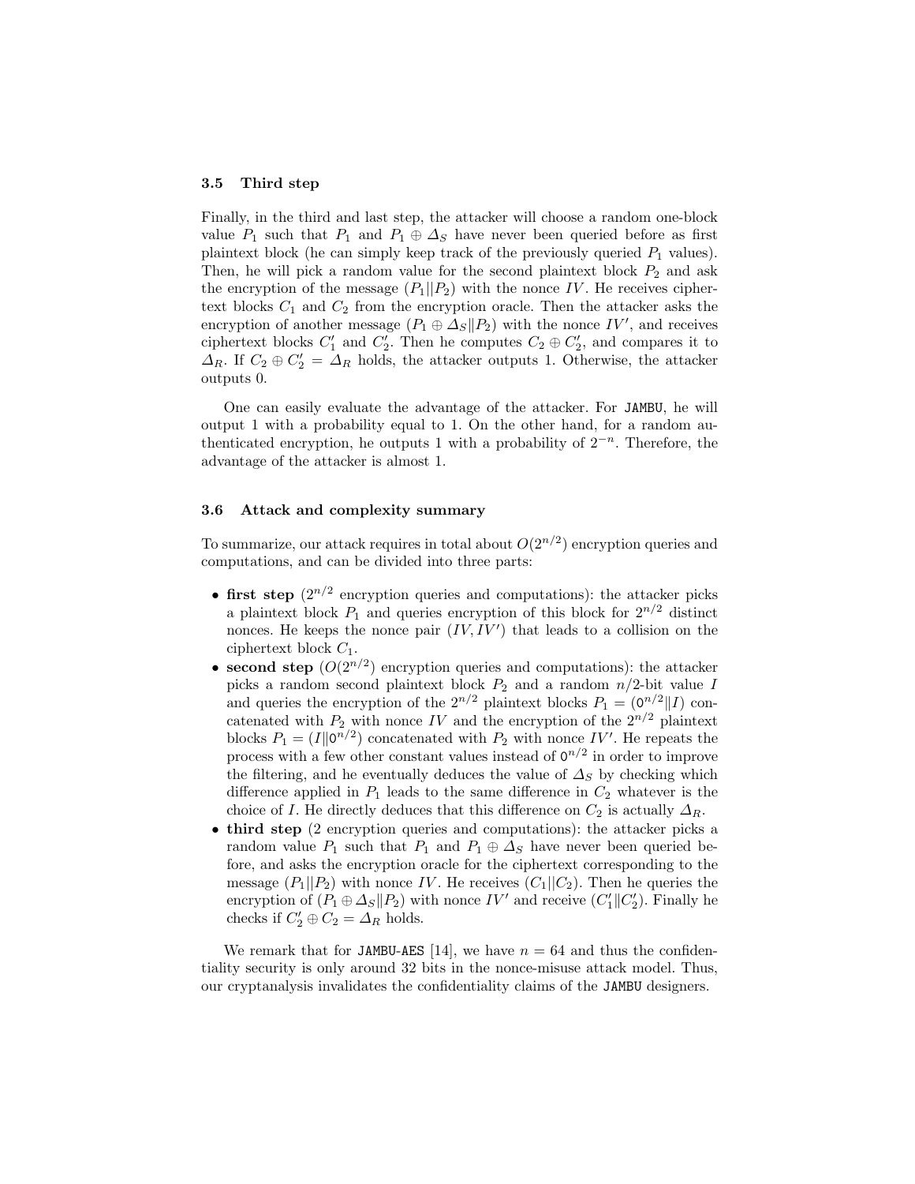### 3.5 Third step

Finally, in the third and last step, the attacker will choose a random one-block value $P_1$ such that $P_1$ and $P_1 \oplus \Delta_S$ have never been queried before as first plaintext block (he can simply keep track of the previously queried $P_1$ values). Then, he will pick a random value for the second plaintext block $P_2$ and ask the encryption of the message $(P_1 \| P_2)$ with the nonce $IV$. He receives ciphertext blocks $C_1$ and $C_2$ from the encryption oracle. Then the attacker asks the encryption of another message $(P_1 \oplus \Delta_S \| P_2)$ with the nonce $IV'$, and receives ciphertext blocks $C'_1$ and $C'_2$. Then he computes $C_2 \oplus C'_2$, and compares it to $\Delta_R$. If $C_2 \oplus C'_2 = \Delta_R$ holds, the attacker outputs 1. Otherwise, the attacker outputs 0.

One can easily evaluate the advantage of the attacker. For JAMBU, he will output 1 with a probability equal to 1. On the other hand, for a random authenticated encryption, he outputs 1 with a probability of $2^{-n}$. Therefore, the advantage of the attacker is almost 1.

### 3.6 Attack and complexity summary

To summarize, our attack requires in total about $O(2^{n/2})$ encryption queries and computations, and can be divided into three parts:

- **first step** ($2^{n/2}$ encryption queries and computations): the attacker picks a plaintext block $P_1$ and queries encryption of this block for $2^{n/2}$ distinct nonces. He keeps the nonce pair $(IV, IV')$ that leads to a collision on the ciphertext block $C_1$.
- **second step** ($O(2^{n/2})$ encryption queries and computations): the attacker picks a random second plaintext block $P_2$ and a random $n/2$-bit value $I$ and queries the encryption of the $2^{n/2}$ plaintext blocks $P_1 = (0^{n/2} \| I)$ concatenated with $P_2$ with nonce $IV$ and the encryption of the $2^{n/2}$ plaintext blocks $P_1 = (I \| 0^{n/2})$ concatenated with $P_2$ with nonce $IV'$. He repeats the process with a few other constant values instead of $0^{n/2}$ in order to improve the filtering, and he eventually deduces the value of $\Delta_S$ by checking which difference applied in $P_1$ leads to the same difference in $C_2$ whatever is the choice of $I$. He directly deduces that this difference on $C_2$ is actually $\Delta_R$.
- **third step** (2 encryption queries and computations): the attacker picks a random value $P_1$ such that $P_1$ and $P_1 \oplus \Delta_S$ have never been queried before, and asks the encryption oracle for the ciphertext corresponding to the message $(P_1 \| P_2)$ with nonce $IV$. He receives $(C_1 \| C_2)$. Then he queries the encryption of $(P_1 \oplus \Delta_S \| P_2)$ with nonce $IV'$ and receive $(C'_1 \| C'_2)$. Finally he checks if $C'_2 \oplus C_2 = \Delta_R$ holds.

We remark that for JAMBU-AES [14], we have $n = 64$ and thus the confidentiality security is only around 32 bits in the nonce-misuse attack model. Thus, our cryptanalysis invalidates the confidentiality claims of the JAMBU designers.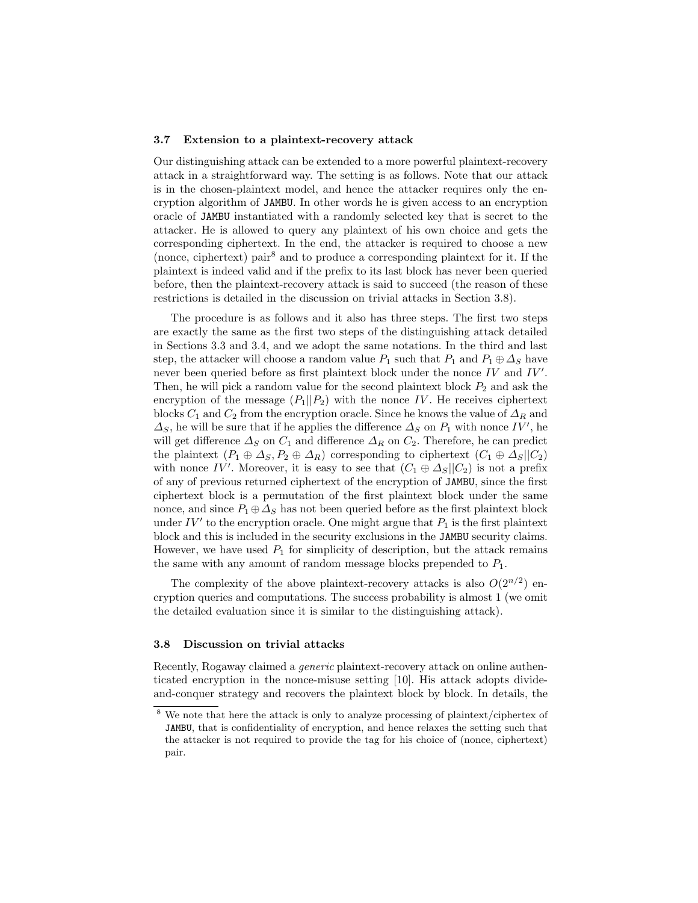### 3.7 Extension to a plaintext-recovery attack

Our distinguishing attack can be extended to a more powerful plaintext-recovery attack in a straightforward way. The setting is as follows. Note that our attack is in the chosen-plaintext model, and hence the attacker requires only the encryption algorithm of JAMBU. In other words he is given access to an encryption oracle of JAMBU instantiated with a randomly selected key that is secret to the attacker. He is allowed to query any plaintext of his own choice and gets the corresponding ciphertext. In the end, the attacker is required to choose a new (nonce, ciphertext) pair[8] and to produce a corresponding plaintext for it. If the plaintext is indeed valid and if the prefix to its last block has never been queried before, then the plaintext-recovery attack is said to succeed (the reason of these restrictions is detailed in the discussion on trivial attacks in Section 3.8).

The procedure is as follows and it also has three steps. The first two steps are exactly the same as the first two steps of the distinguishing attack detailed in Sections 3.3 and 3.4, and we adopt the same notations. In the third and last step, the attacker will choose a random value $P_1$ such that $P_1$ and $P_1 \oplus \Delta_S$ have never been queried before as first plaintext block under the nonce $IV$ and $IV'$. Then, he will pick a random value for the second plaintext block $P_2$ and ask the encryption of the message $(P_1||P_2)$ with the nonce $IV$. He receives ciphertext blocks $C_1$ and $C_2$ from the encryption oracle. Since he knows the value of $\Delta_R$ and $\Delta_S$, he will be sure that if he applies the difference $\Delta_S$ on $P_1$ with nonce $IV'$, he will get difference $\Delta_S$ on $C_1$ and difference $\Delta_R$ on $C_2$. Therefore, he can predict the plaintext $(P_1 \oplus \Delta_S, P_2 \oplus \Delta_R)$ corresponding to ciphertext $(C_1 \oplus \Delta_S||C_2)$ with nonce $IV'$. Moreover, it is easy to see that $(C_1 \oplus \Delta_S||C_2)$ is not a prefix of any of previous returned ciphertext of the encryption of JAMBU, since the first ciphertext block is a permutation of the first plaintext block under the same nonce, and since $P_1 \oplus \Delta_S$ has not been queried before as the first plaintext block under $IV'$ to the encryption oracle. One might argue that $P_1$ is the first plaintext block and this is included in the security exclusions in the JAMBU security claims. However, we have used $P_1$ for simplicity of description, but the attack remains the same with any amount of random message blocks prepended to $P_1$.

The complexity of the above plaintext-recovery attacks is also $O(2^{n/2})$ encryption queries and computations. The success probability is almost 1 (we omit the detailed evaluation since it is similar to the distinguishing attack).

### 3.8 Discussion on trivial attacks

Recently, Rogaway claimed a *generic* plaintext-recovery attack on online authenticated encryption in the nonce-misuse setting [10]. His attack adopts divide-and-conquer strategy and recovers the plaintext block by block. In details, the

[8] We note that here the attack is only to analyze processing of plaintext/ciphertex of JAMBU, that is confidentiality of encryption, and hence relaxes the setting such that the attacker is not required to provide the tag for his choice of (nonce, ciphertext) pair.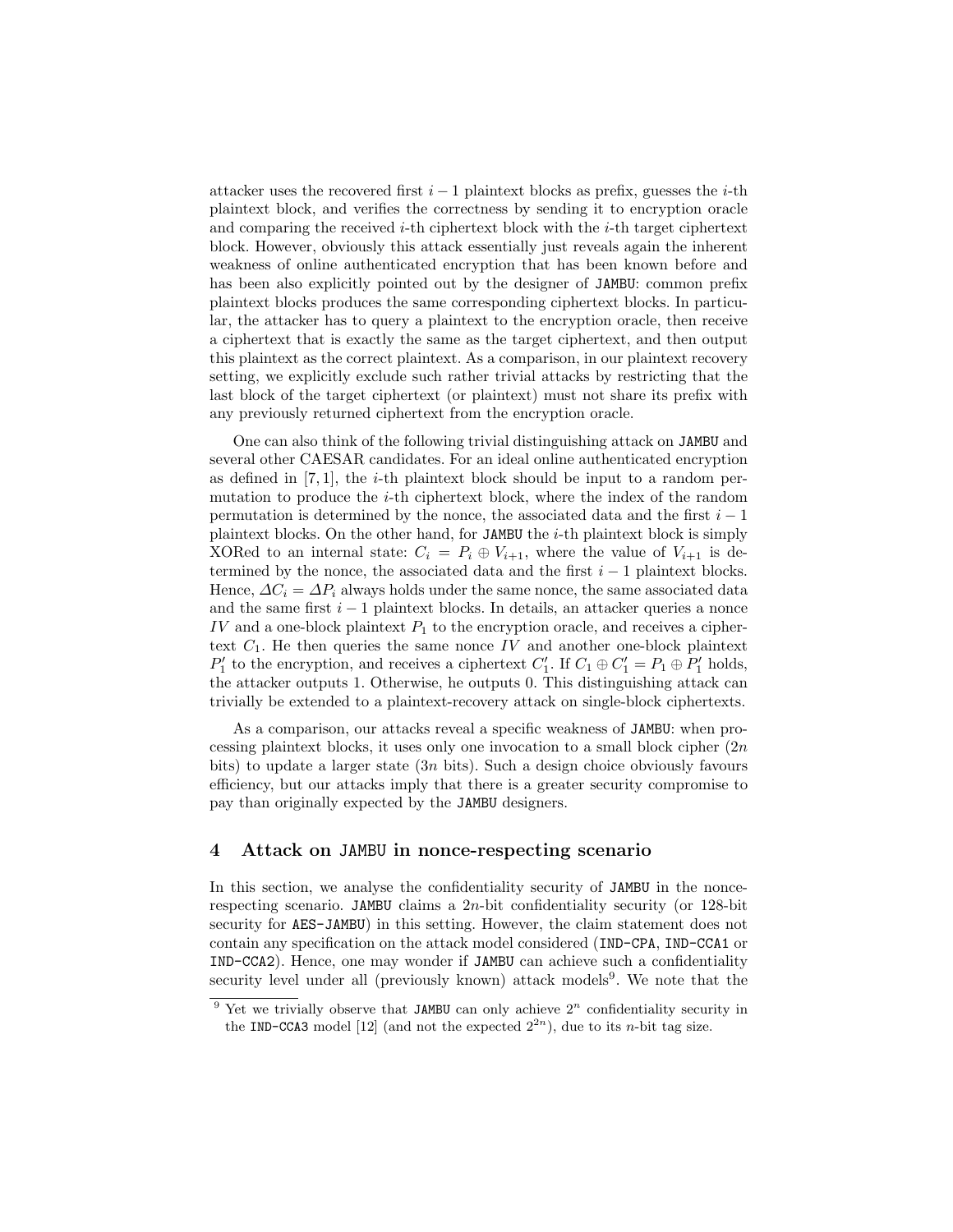attacker uses the recovered first $i-1$ plaintext blocks as prefix, guesses the $i$-th plaintext block, and verifies the correctness by sending it to encryption oracle and comparing the received $i$-th ciphertext block with the $i$-th target ciphertext block. However, obviously this attack essentially just reveals again the inherent weakness of online authenticated encryption that has been known before and has been also explicitly pointed out by the designer of JAMBU: common prefix plaintext blocks produces the same corresponding ciphertext blocks. In particular, the attacker has to query a plaintext to the encryption oracle, then receive a ciphertext that is exactly the same as the target ciphertext, and then output this plaintext as the correct plaintext. As a comparison, in our plaintext recovery setting, we explicitly exclude such rather trivial attacks by restricting that the last block of the target ciphertext (or plaintext) must not share its prefix with any previously returned ciphertext from the encryption oracle.

One can also think of the following trivial distinguishing attack on JAMBU and several other CAESAR candidates. For an ideal online authenticated encryption as defined in [7, 1], the $i$-th plaintext block should be input to a random permutation to produce the $i$-th ciphertext block, where the index of the random permutation is determined by the nonce, the associated data and the first $i-1$ plaintext blocks. On the other hand, for JAMBU the $i$-th plaintext block is simply XORed to an internal state: $C_i = P_i \oplus V_{i+1}$, where the value of $V_{i+1}$ is determined by the nonce, the associated data and the first $i-1$ plaintext blocks. Hence, $\Delta C_i = \Delta P_i$ always holds under the same nonce, the same associated data and the same first $i-1$ plaintext blocks. In details, an attacker queries a nonce $IV$ and a one-block plaintext $P_1$ to the encryption oracle, and receives a ciphertext $C_1$. He then queries the same nonce $IV$ and another one-block plaintext $P_1'$ to the encryption, and receives a ciphertext $C_1'$. If $C_1 \oplus C_1' = P_1 \oplus P_1'$ holds, the attacker outputs 1. Otherwise, he outputs 0. This distinguishing attack can trivially be extended to a plaintext-recovery attack on single-block ciphertexts.

As a comparison, our attacks reveal a specific weakness of JAMBU: when processing plaintext blocks, it uses only one invocation to a small block cipher ($2n$ bits) to update a larger state ($3n$ bits). Such a design choice obviously favours efficiency, but our attacks imply that there is a greater security compromise to pay than originally expected by the JAMBU designers.

## 4 Attack on JAMBU in nonce-respecting scenario

In this section, we analyse the confidentiality security of JAMBU in the nonce-respecting scenario. JAMBU claims a $2n$-bit confidentiality security (or 128-bit security for AES-JAMBU) in this setting. However, the claim statement does not contain any specification on the attack model considered (IND-CPA, IND-CCA1 or IND-CCA2). Hence, one may wonder if JAMBU can achieve such a confidentiality security level under all (previously known) attack models[9]. We note that the

[9] Yet we trivially observe that JAMBU can only achieve $2^n$ confidentiality security in the IND-CCA3 model [12] (and not the expected $2^{2n}$), due to its $n$-bit tag size.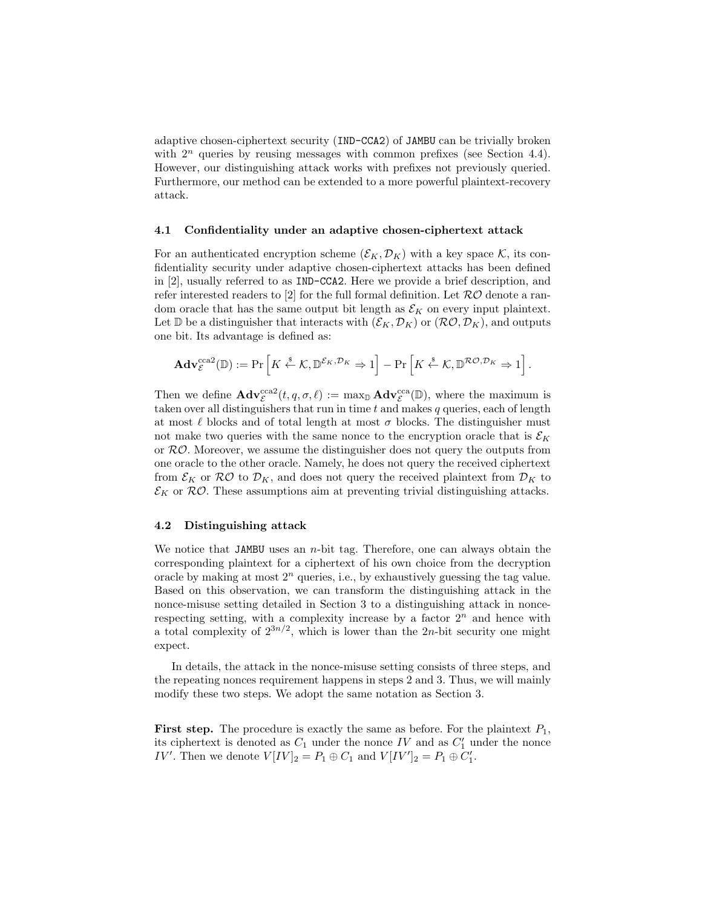adaptive chosen-ciphertext security (IND-CCA2) of JAMBU can be trivially broken with $2^n$ queries by reusing messages with common prefixes (see Section 4.4). However, our distinguishing attack works with prefixes not previously queried. Furthermore, our method can be extended to a more powerful plaintext-recovery attack.

### 4.1 Confidentiality under an adaptive chosen-ciphertext attack

For an authenticated encryption scheme $(\mathcal{E}_K, \mathcal{D}_K)$ with a key space $\mathcal{K}$, its confidentiality security under adaptive chosen-ciphertext attacks has been defined in [2], usually referred to as IND-CCA2. Here we provide a brief description, and refer interested readers to [2] for the full formal definition. Let $\mathcal{RO}$ denote a random oracle that has the same output bit length as $\mathcal{E}_K$ on every input plaintext. Let $\mathbb{D}$ be a distinguisher that interacts with $(\mathcal{E}_K, \mathcal{D}_K)$ or $(\mathcal{RO}, \mathcal{D}_K)$, and outputs one bit. Its advantage is defined as:

$$\mathbf{Adv}_{\mathcal{E}}^{\text{cca2}}(\mathbb{D}) := \Pr\left[K \xleftarrow{\$} \mathcal{K}, \mathbb{D}^{\mathcal{E}_K, \mathcal{D}_K} \Rightarrow 1\right] - \Pr\left[K \xleftarrow{\$} \mathcal{K}, \mathbb{D}^{\mathcal{RO}, \mathcal{D}_K} \Rightarrow 1\right].$$

Then we define $\mathbf{Adv}_{\mathcal{E}}^{\text{cca2}}(t, q, \sigma, \ell) := \max_{\mathbb{D}} \mathbf{Adv}_{\mathcal{E}}^{\text{cca}}(\mathbb{D})$, where the maximum is taken over all distinguishers that run in time $t$ and makes $q$ queries, each of length at most $\ell$ blocks and of total length at most $\sigma$ blocks. The distinguisher must not make two queries with the same nonce to the encryption oracle that is $\mathcal{E}_K$ or $\mathcal{RO}$. Moreover, we assume the distinguisher does not query the outputs from one oracle to the other oracle. Namely, he does not query the received ciphertext from $\mathcal{E}_K$ or $\mathcal{RO}$ to $\mathcal{D}_K$, and does not query the received plaintext from $\mathcal{D}_K$ to $\mathcal{E}_K$ or $\mathcal{RO}$. These assumptions aim at preventing trivial distinguishing attacks.

### 4.2 Distinguishing attack

We notice that JAMBU uses an $n$-bit tag. Therefore, one can always obtain the corresponding plaintext for a ciphertext of his own choice from the decryption oracle by making at most $2^n$ queries, i.e., by exhaustively guessing the tag value. Based on this observation, we can transform the distinguishing attack in the nonce-misuse setting detailed in Section 3 to a distinguishing attack in nonce-respecting setting, with a complexity increase by a factor $2^n$ and hence with a total complexity of $2^{3n/2}$, which is lower than the $2n$-bit security one might expect.

In details, the attack in the nonce-misuse setting consists of three steps, and the repeating nonces requirement happens in steps 2 and 3. Thus, we will mainly modify these two steps. We adopt the same notation as Section 3.

**First step.** The procedure is exactly the same as before. For the plaintext $P_1$, its ciphertext is denoted as $C_1$ under the nonce $IV$ and as $C_1'$ under the nonce $IV'$. Then we denote $V[IV]_2 = P_1 \oplus C_1$ and $V[IV']_2 = P_1 \oplus C_1'$.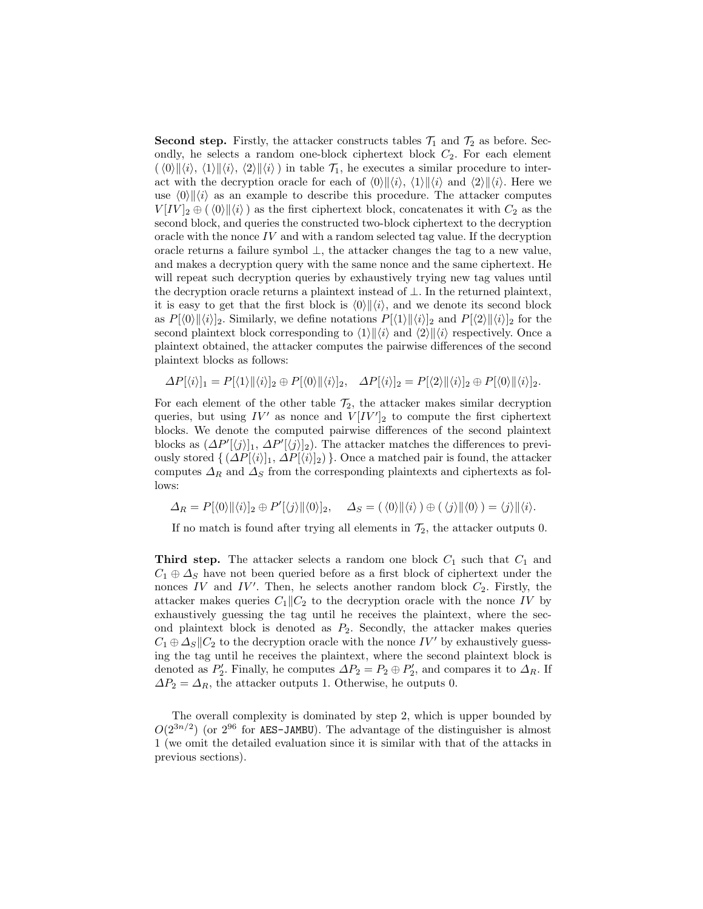**Second step.** Firstly, the attacker constructs tables $\mathcal{T}_1$ and $\mathcal{T}_2$ as before. Secondly, he selects a random one-block ciphertext block $C_2$. For each element $(\langle 0\rangle\|\langle i\rangle,\ \langle 1\rangle\|\langle i\rangle,\ \langle 2\rangle\|\langle i\rangle)$ in table $\mathcal{T}_1$, he executes a similar procedure to interact with the decryption oracle for each of $\langle 0\rangle\|\langle i\rangle$, $\langle 1\rangle\|\langle i\rangle$ and $\langle 2\rangle\|\langle i\rangle$. Here we use $\langle 0\rangle\|\langle i\rangle$ as an example to describe this procedure. The attacker computes $V[IV]_2 \oplus (\langle 0\rangle\|\langle i\rangle)$ as the first ciphertext block, concatenates it with $C_2$ as the second block, and queries the constructed two-block ciphertext to the decryption oracle with the nonce $IV$ and with a random selected tag value. If the decryption oracle returns a failure symbol $\perp$, the attacker changes the tag to a new value, and makes a decryption query with the same nonce and the same ciphertext. He will repeat such decryption queries by exhaustively trying new tag values until the decryption oracle returns a plaintext instead of $\perp$. In the returned plaintext, it is easy to get that the first block is $\langle 0\rangle\|\langle i\rangle$, and we denote its second block as $P[\langle 0\rangle\|\langle i\rangle]_2$. Similarly, we define notations $P[\langle 1\rangle\|\langle i\rangle]_2$ and $P[\langle 2\rangle\|\langle i\rangle]_2$ for the second plaintext block corresponding to $\langle 1\rangle\|\langle i\rangle$ and $\langle 2\rangle\|\langle i\rangle$ respectively. Once a plaintext obtained, the attacker computes the pairwise differences of the second plaintext blocks as follows:

$$\Delta P[\langle i\rangle]_1 = P[\langle 1\rangle\|\langle i\rangle]_2 \oplus P[\langle 0\rangle\|\langle i\rangle]_2, \quad \Delta P[\langle i\rangle]_2 = P[\langle 2\rangle\|\langle i\rangle]_2 \oplus P[\langle 0\rangle\|\langle i\rangle]_2.$$

For each element of the other table $\mathcal{T}_2$, the attacker makes similar decryption queries, but using $IV'$ as nonce and $V[IV']_2$ to compute the first ciphertext blocks. We denote the computed pairwise differences of the second plaintext blocks as $(\Delta P'[\langle j\rangle]_1,\ \Delta P'[\langle j\rangle]_2)$. The attacker matches the differences to previously stored $\{(\Delta P[\langle i\rangle]_1,\ \Delta P[\langle i\rangle]_2)\}$. Once a matched pair is found, the attacker computes $\Delta_R$ and $\Delta_S$ from the corresponding plaintexts and ciphertexts as follows:

$$\Delta_R = P[\langle 0\rangle\|\langle i\rangle]_2 \oplus P'[\langle j\rangle\|\langle 0\rangle]_2, \quad \Delta_S = (\langle 0\rangle\|\langle i\rangle) \oplus (\langle j\rangle\|\langle 0\rangle) = \langle j\rangle\|\langle i\rangle.$$

If no match is found after trying all elements in $\mathcal{T}_2$, the attacker outputs 0.

**Third step.** The attacker selects a random one block $C_1$ such that $C_1$ and $C_1 \oplus \Delta_S$ have not been queried before as a first block of ciphertext under the nonces $IV$ and $IV'$. Then, he selects another random block $C_2$. Firstly, the attacker makes queries $C_1\|C_2$ to the decryption oracle with the nonce $IV$ by exhaustively guessing the tag until he receives the plaintext, where the second plaintext block is denoted as $P_2$. Secondly, the attacker makes queries $C_1 \oplus \Delta_S\|C_2$ to the decryption oracle with the nonce $IV'$ by exhaustively guessing the tag until he receives the plaintext, where the second plaintext block is denoted as $P'_2$. Finally, he computes $\Delta P_2 = P_2 \oplus P'_2$, and compares it to $\Delta_R$. If $\Delta P_2 = \Delta_R$, the attacker outputs 1. Otherwise, he outputs 0.

The overall complexity is dominated by step 2, which is upper bounded by $O(2^{3n/2})$ (or $2^{96}$ for `AES-JAMBU`). The advantage of the distinguisher is almost 1 (we omit the detailed evaluation since it is similar with that of the attacks in previous sections).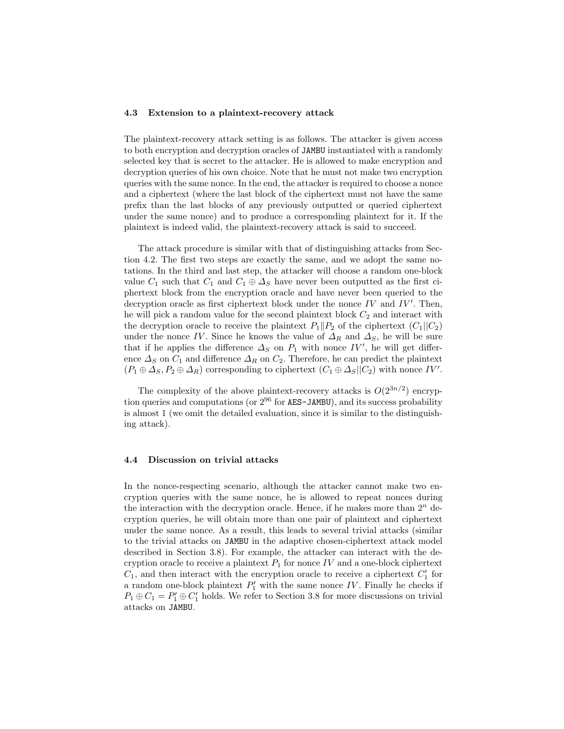### 4.3 Extension to a plaintext-recovery attack

The plaintext-recovery attack setting is as follows. The attacker is given access to both encryption and decryption oracles of `JAMBU` instantiated with a randomly selected key that is secret to the attacker. He is allowed to make encryption and decryption queries of his own choice. Note that he must not make two encryption queries with the same nonce. In the end, the attacker is required to choose a nonce and a ciphertext (where the last block of the ciphertext must not have the same prefix than the last blocks of any previously outputted or queried ciphertext under the same nonce) and to produce a corresponding plaintext for it. If the plaintext is indeed valid, the plaintext-recovery attack is said to succeed.

The attack procedure is similar with that of distinguishing attacks from Section 4.2. The first two steps are exactly the same, and we adopt the same notations. In the third and last step, the attacker will choose a random one-block value $C_1$ such that $C_1$ and $C_1 \oplus \Delta_S$ have never been outputted as the first ciphertext block from the encryption oracle and have never been queried to the decryption oracle as first ciphertext block under the nonce $IV$ and $IV'$. Then, he will pick a random value for the second plaintext block $C_2$ and interact with the decryption oracle to receive the plaintext $P_1 \| P_2$ of the ciphertext $(C_1 || C_2)$ under the nonce $IV$. Since he knows the value of $\Delta_R$ and $\Delta_S$, he will be sure that if he applies the difference $\Delta_S$ on $P_1$ with nonce $IV'$, he will get difference $\Delta_S$ on $C_1$ and difference $\Delta_R$ on $C_2$. Therefore, he can predict the plaintext $(P_1 \oplus \Delta_S, P_2 \oplus \Delta_R)$ corresponding to ciphertext $(C_1 \oplus \Delta_S || C_2)$ with nonce $IV'$.

The complexity of the above plaintext-recovery attacks is $O(2^{3n/2})$ encryption queries and computations (or $2^{96}$ for `AES-JAMBU`), and its success probability is almost 1 (we omit the detailed evaluation, since it is similar to the distinguishing attack).

### 4.4 Discussion on trivial attacks

In the nonce-respecting scenario, although the attacker cannot make two encryption queries with the same nonce, he is allowed to repeat nonces during the interaction with the decryption oracle. Hence, if he makes more than $2^n$ decryption queries, he will obtain more than one pair of plaintext and ciphertext under the same nonce. As a result, this leads to several trivial attacks (similar to the trivial attacks on `JAMBU` in the adaptive chosen-ciphertext attack model described in Section 3.8). For example, the attacker can interact with the decryption oracle to receive a plaintext $P_1$ for nonce $IV$ and a one-block ciphertext $C_1$, and then interact with the encryption oracle to receive a ciphertext $C_1'$ for a random one-block plaintext $P_1'$ with the same nonce $IV$. Finally he checks if $P_1 \oplus C_1 = P_1' \oplus C_1'$ holds. We refer to Section 3.8 for more discussions on trivial attacks on `JAMBU`.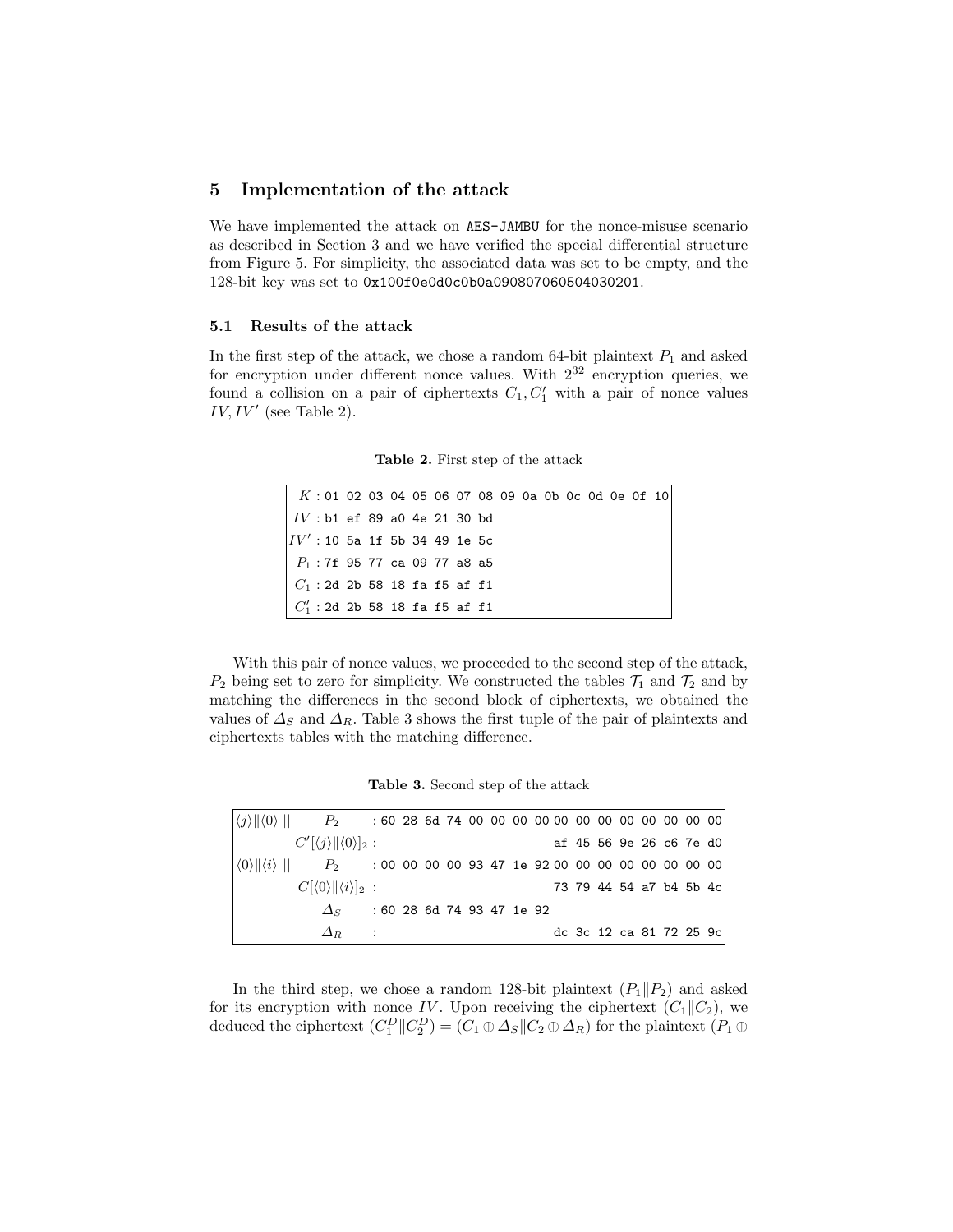## 5 Implementation of the attack

We have implemented the attack on `AES-JAMBU` for the nonce-misuse scenario as described in Section 3 and we have verified the special differential structure from Figure 5. For simplicity, the associated data was set to be empty, and the 128-bit key was set to `0x100f0e0d0c0b0a090807060504030201`.

### 5.1 Results of the attack

In the first step of the attack, we chose a random 64-bit plaintext $P_1$ and asked for encryption under different nonce values. With $2^{32}$ encryption queries, we found a collision on a pair of ciphertexts $C_1, C_1'$ with a pair of nonce values $IV, IV'$ (see Table 2).

**Table 2.** First step of the attack

| | |
|---|---|
| $K$ | `: 01 02 03 04 05 06 07 08 09 0a 0b 0c 0d 0e 0f 10` |
| $IV$ | `: b1 ef 89 a0 4e 21 30 bd` |
| $IV'$ | `: 10 5a 1f 5b 34 49 1e 5c` |
| $P_1$ | `: 7f 95 77 ca 09 77 a8 a5` |
| $C_1$ | `: 2d 2b 58 18 fa f5 af f1` |
| $C_1'$ | `: 2d 2b 58 18 fa f5 af f1` |

With this pair of nonce values, we proceeded to the second step of the attack, $P_2$ being set to zero for simplicity. We constructed the tables $\mathcal{T}_1$ and $\mathcal{T}_2$ and by matching the differences in the second block of ciphertexts, we obtained the values of $\Delta_S$ and $\Delta_R$. Table 3 shows the first tuple of the pair of plaintexts and ciphertexts tables with the matching difference.

**Table 3.** Second step of the attack

| | | | |
|---|---|---|---|
| $\langle j \rangle \| \langle 0 \rangle \ \|\|$ | $P_2$ | `: 60 28 6d 74 00 00 00 00` | `00 00 00 00 00 00 00 00` |
| | $C'[\langle j \rangle \| \langle 0 \rangle]_2$ | : | `af 45 56 9e 26 c6 7e d0` |
| $\langle 0 \rangle \| \langle i \rangle \ \|\|$ | $P_2$ | `: 00 00 00 00 93 47 1e 92` | `00 00 00 00 00 00 00 00` |
| | $C[\langle 0 \rangle \| \langle i \rangle]_2$ | : | `73 79 44 54 a7 b4 5b 4c` |
| | $\Delta_S$ | `: 60 28 6d 74 93 47 1e 92` | |
| | $\Delta_R$ | : | `dc 3c 12 ca 81 72 25 9c` |

In the third step, we chose a random 128-bit plaintext $(P_1 \| P_2)$ and asked for its encryption with nonce $IV$. Upon receiving the ciphertext $(C_1 \| C_2)$, we deduced the ciphertext $(C_1^D \| C_2^D) = (C_1 \oplus \Delta_S \| C_2 \oplus \Delta_R)$ for the plaintext $(P_1 \oplus$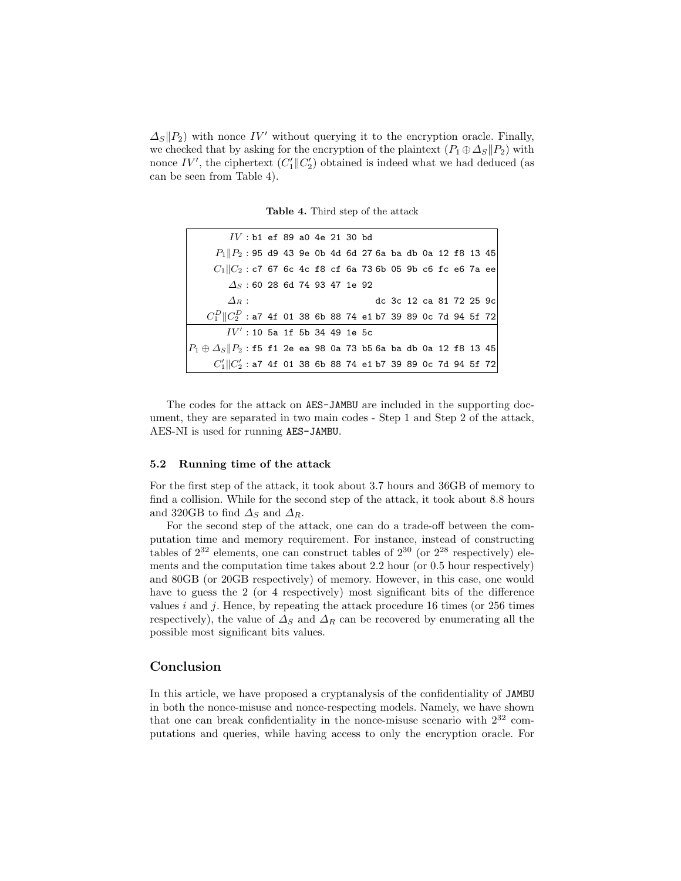$\Delta_S \| P_2$) with nonce $IV'$ without querying it to the encryption oracle. Finally, we checked that by asking for the encryption of the plaintext $(P_1 \oplus \Delta_S \| P_2)$ with nonce $IV'$, the ciphertext $(C_1' \| C_2')$ obtained is indeed what we had deduced (as can be seen from Table 4).

**Table 4.** Third step of the attack

| | |
|---|---|
| $IV$ : | b1 ef 89 a0 4e 21 30 bd |
| $P_1 \| P_2$ : | 95 d9 43 9e 0b 4d 6d 27 6a ba db 0a 12 f8 13 45 |
| $C_1 \| C_2$ : | c7 67 6c 4c f8 cf 6a 73 6b 05 9b c6 fc e6 7a ee |
| $\Delta_S$ : | 60 28 6d 74 93 47 1e 92 |
| $\Delta_R$ : | dc 3c 12 ca 81 72 25 9c (second half) |
| $C_1^D \| C_2^D$ : | a7 4f 01 38 6b 88 74 e1 b7 39 89 0c 7d 94 5f 72 |
| $IV'$ : | 10 5a 1f 5b 34 49 1e 5c |
| $P_1 \oplus \Delta_S \| P_2$ : | f5 f1 2e ea 98 0a 73 b5 6a ba db 0a 12 f8 13 45 |
| $C_1' \| C_2'$ : | a7 4f 01 38 6b 88 74 e1 b7 39 89 0c 7d 94 5f 72 |

The codes for the attack on AES-JAMBU are included in the supporting document, they are separated in two main codes - Step 1 and Step 2 of the attack, AES-NI is used for running AES-JAMBU.

### 5.2 Running time of the attack

For the first step of the attack, it took about 3.7 hours and 36GB of memory to find a collision. While for the second step of the attack, it took about 8.8 hours and 320GB to find $\Delta_S$ and $\Delta_R$.

For the second step of the attack, one can do a trade-off between the computation time and memory requirement. For instance, instead of constructing tables of $2^{32}$ elements, one can construct tables of $2^{30}$ (or $2^{28}$ respectively) elements and the computation time takes about 2.2 hour (or 0.5 hour respectively) and 80GB (or 20GB respectively) of memory. However, in this case, one would have to guess the 2 (or 4 respectively) most significant bits of the difference values $i$ and $j$. Hence, by repeating the attack procedure 16 times (or 256 times respectively), the value of $\Delta_S$ and $\Delta_R$ can be recovered by enumerating all the possible most significant bits values.

## Conclusion

In this article, we have proposed a cryptanalysis of the confidentiality of JAMBU in both the nonce-misuse and nonce-respecting models. Namely, we have shown that one can break confidentiality in the nonce-misuse scenario with $2^{32}$ computations and queries, while having access to only the encryption oracle. For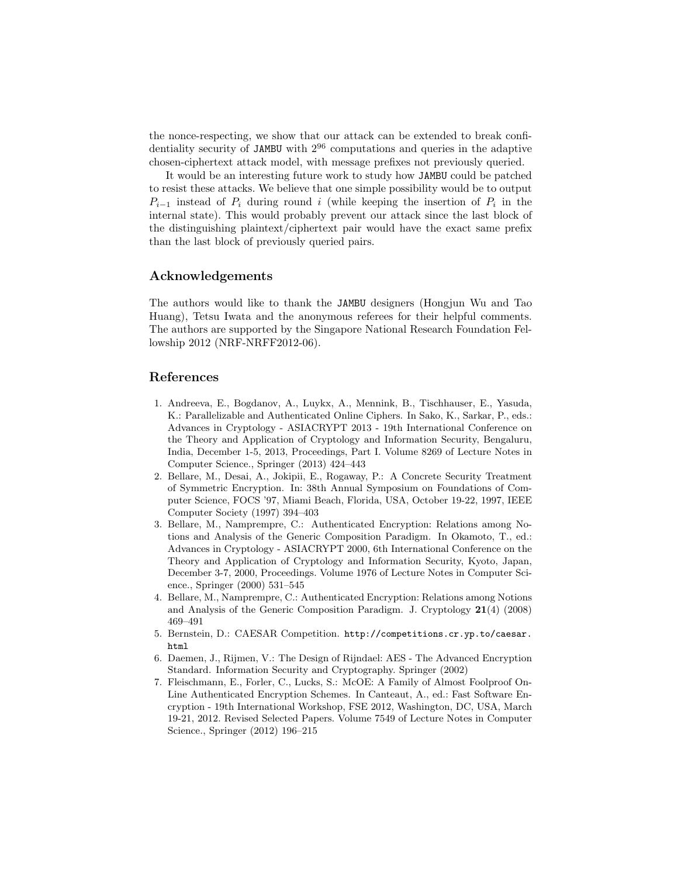the nonce-respecting, we show that our attack can be extended to break confidentiality security of JAMBU with $2^{96}$ computations and queries in the adaptive chosen-ciphertext attack model, with message prefixes not previously queried.

It would be an interesting future work to study how JAMBU could be patched to resist these attacks. We believe that one simple possibility would be to output $P_{i-1}$ instead of $P_i$ during round $i$ (while keeping the insertion of $P_i$ in the internal state). This would probably prevent our attack since the last block of the distinguishing plaintext/ciphertext pair would have the exact same prefix than the last block of previously queried pairs.

## Acknowledgements

The authors would like to thank the JAMBU designers (Hongjun Wu and Tao Huang), Tetsu Iwata and the anonymous referees for their helpful comments. The authors are supported by the Singapore National Research Foundation Fellowship 2012 (NRF-NRFF2012-06).

## References

1. Andreeva, E., Bogdanov, A., Luykx, A., Mennink, B., Tischhauser, E., Yasuda, K.: Parallelizable and Authenticated Online Ciphers. In Sako, K., Sarkar, P., eds.: Advances in Cryptology - ASIACRYPT 2013 - 19th International Conference on the Theory and Application of Cryptology and Information Security, Bengaluru, India, December 1-5, 2013, Proceedings, Part I. Volume 8269 of Lecture Notes in Computer Science., Springer (2013) 424–443
2. Bellare, M., Desai, A., Jokipii, E., Rogaway, P.: A Concrete Security Treatment of Symmetric Encryption. In: 38th Annual Symposium on Foundations of Computer Science, FOCS '97, Miami Beach, Florida, USA, October 19-22, 1997, IEEE Computer Society (1997) 394–403
3. Bellare, M., Namprempre, C.: Authenticated Encryption: Relations among Notions and Analysis of the Generic Composition Paradigm. In Okamoto, T., ed.: Advances in Cryptology - ASIACRYPT 2000, 6th International Conference on the Theory and Application of Cryptology and Information Security, Kyoto, Japan, December 3-7, 2000, Proceedings. Volume 1976 of Lecture Notes in Computer Science., Springer (2000) 531–545
4. Bellare, M., Namprempre, C.: Authenticated Encryption: Relations among Notions and Analysis of the Generic Composition Paradigm. J. Cryptology **21**(4) (2008) 469–491
5. Bernstein, D.: CAESAR Competition. http://competitions.cr.yp.to/caesar.html
6. Daemen, J., Rijmen, V.: The Design of Rijndael: AES - The Advanced Encryption Standard. Information Security and Cryptography. Springer (2002)
7. Fleischmann, E., Forler, C., Lucks, S.: McOE: A Family of Almost Foolproof On-Line Authenticated Encryption Schemes. In Canteaut, A., ed.: Fast Software Encryption - 19th International Workshop, FSE 2012, Washington, DC, USA, March 19-21, 2012. Revised Selected Papers. Volume 7549 of Lecture Notes in Computer Science., Springer (2012) 196–215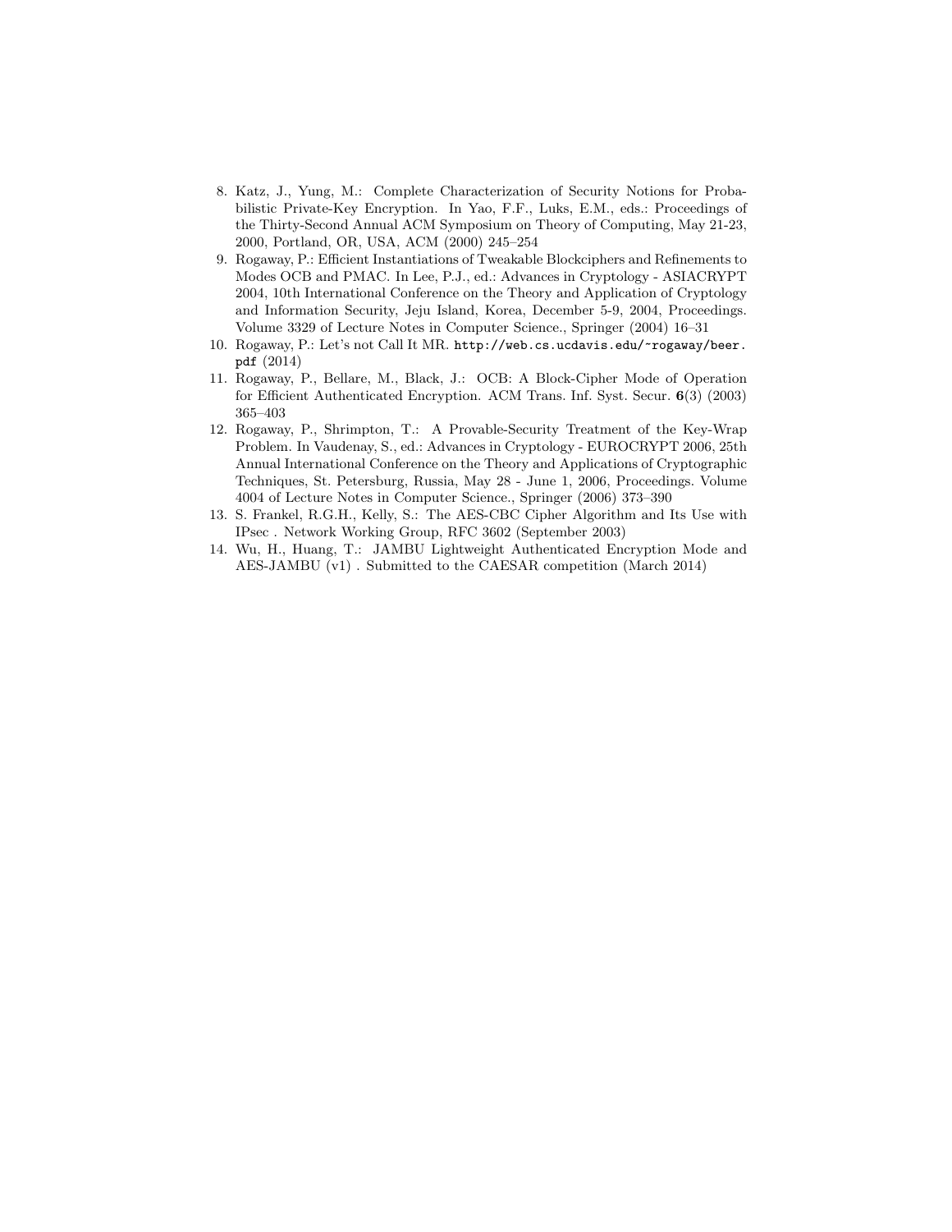8. Katz, J., Yung, M.: Complete Characterization of Security Notions for Probabilistic Private-Key Encryption. In Yao, F.F., Luks, E.M., eds.: Proceedings of the Thirty-Second Annual ACM Symposium on Theory of Computing, May 21-23, 2000, Portland, OR, USA, ACM (2000) 245–254
9. Rogaway, P.: Efficient Instantiations of Tweakable Blockciphers and Refinements to Modes OCB and PMAC. In Lee, P.J., ed.: Advances in Cryptology - ASIACRYPT 2004, 10th International Conference on the Theory and Application of Cryptology and Information Security, Jeju Island, Korea, December 5-9, 2004, Proceedings. Volume 3329 of Lecture Notes in Computer Science., Springer (2004) 16–31
10. Rogaway, P.: Let's not Call It MR. `http://web.cs.ucdavis.edu/~rogaway/beer.pdf` (2014)
11. Rogaway, P., Bellare, M., Black, J.: OCB: A Block-Cipher Mode of Operation for Efficient Authenticated Encryption. ACM Trans. Inf. Syst. Secur. **6**(3) (2003) 365–403
12. Rogaway, P., Shrimpton, T.: A Provable-Security Treatment of the Key-Wrap Problem. In Vaudenay, S., ed.: Advances in Cryptology - EUROCRYPT 2006, 25th Annual International Conference on the Theory and Applications of Cryptographic Techniques, St. Petersburg, Russia, May 28 - June 1, 2006, Proceedings. Volume 4004 of Lecture Notes in Computer Science., Springer (2006) 373–390
13. S. Frankel, R.G.H., Kelly, S.: The AES-CBC Cipher Algorithm and Its Use with IPsec . Network Working Group, RFC 3602 (September 2003)
14. Wu, H., Huang, T.: JAMBU Lightweight Authenticated Encryption Mode and AES-JAMBU (v1) . Submitted to the CAESAR competition (March 2014)